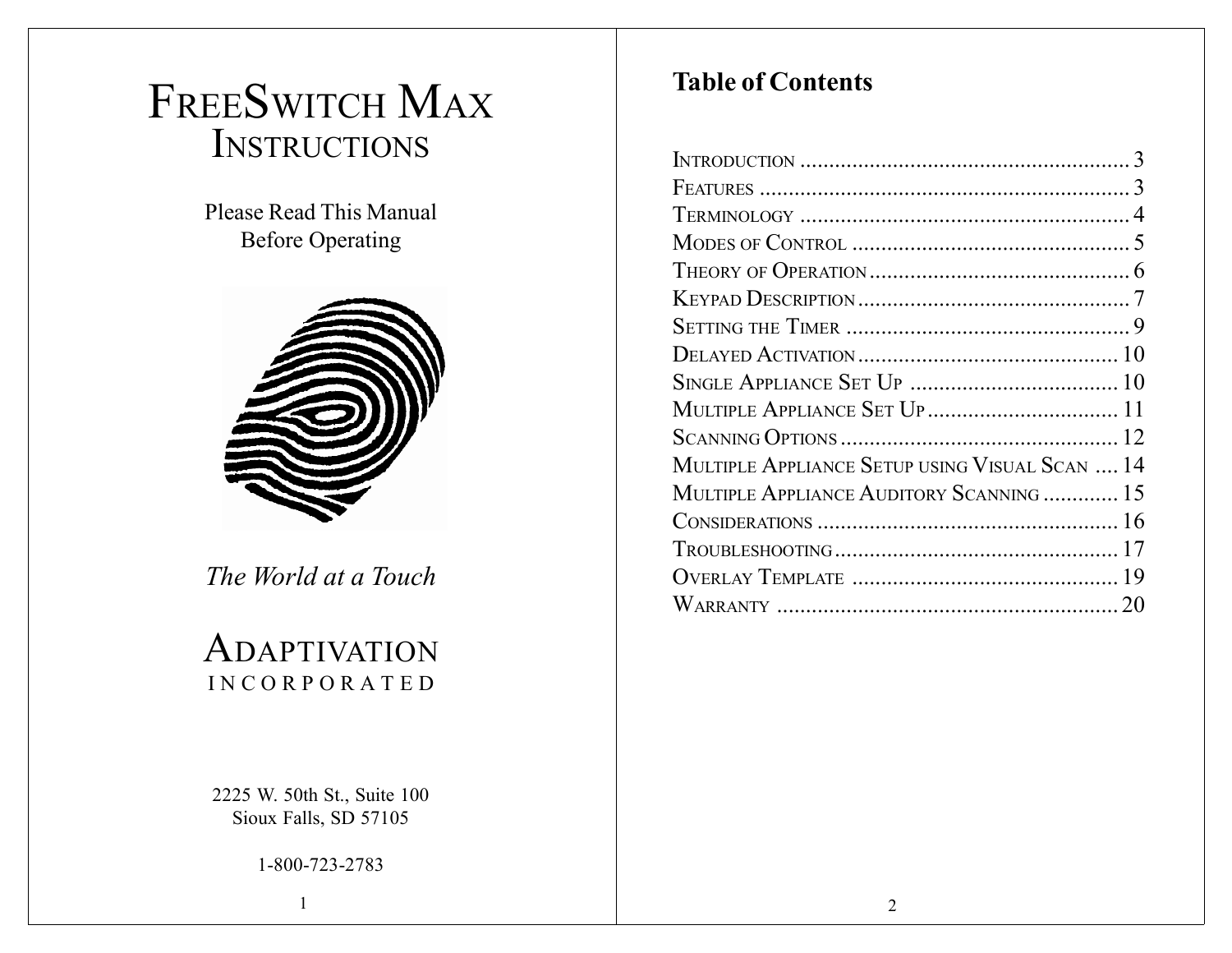# FreeSwitch Max Instructions

Please Read This Manual
Before Operating

*The World at a Touch*

ADAPTIVATION
INCORPORATED

2225 W. 50th St., Suite 100
Sioux Falls, SD 57105

1-800-723-2783

## Table of Contents

| | |
|---|---|
| Introduction | 3 |
| Features | 3 |
| Terminology | 4 |
| Modes of Control | 5 |
| Theory of Operation | 6 |
| Keypad Description | 7 |
| Setting the Timer | 9 |
| Delayed Activation | 10 |
| Single Appliance Set Up | 10 |
| Multiple Appliance Set Up | 11 |
| Scanning Options | 12 |
| Multiple Appliance Setup using Visual Scan | 14 |
| Multiple Appliance Auditory Scanning | 15 |
| Considerations | 16 |
| Troubleshooting | 17 |
| Overlay Template | 19 |
| Warranty | 20 |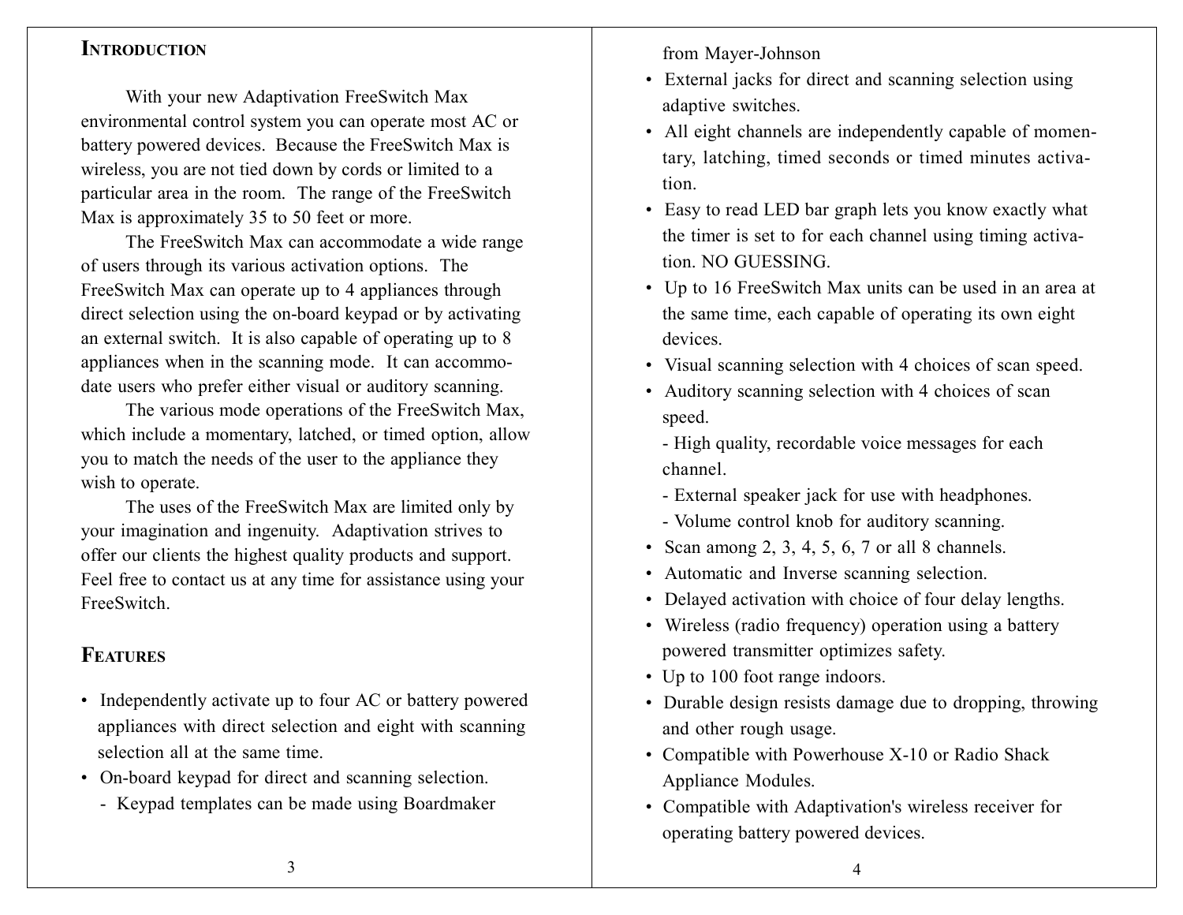## Introduction

With your new Adaptivation FreeSwitch Max environmental control system you can operate most AC or battery powered devices. Because the FreeSwitch Max is wireless, you are not tied down by cords or limited to a particular area in the room. The range of the FreeSwitch Max is approximately 35 to 50 feet or more.

The FreeSwitch Max can accommodate a wide range of users through its various activation options. The FreeSwitch Max can operate up to 4 appliances through direct selection using the on-board keypad or by activating an external switch. It is also capable of operating up to 8 appliances when in the scanning mode. It can accommodate users who prefer either visual or auditory scanning.

The various mode operations of the FreeSwitch Max, which include a momentary, latched, or timed option, allow you to match the needs of the user to the appliance they wish to operate.

The uses of the FreeSwitch Max are limited only by your imagination and ingenuity. Adaptivation strives to offer our clients the highest quality products and support. Feel free to contact us at any time for assistance using your FreeSwitch.

## Features

- Independently activate up to four AC or battery powered appliances with direct selection and eight with scanning selection all at the same time.
- On-board keypad for direct and scanning selection.
  - Keypad templates can be made using Boardmaker from Mayer-Johnson
- External jacks for direct and scanning selection using adaptive switches.
- All eight channels are independently capable of momentary, latching, timed seconds or timed minutes activation.
- Easy to read LED bar graph lets you know exactly what the timer is set to for each channel using timing activation. NO GUESSING.
- Up to 16 FreeSwitch Max units can be used in an area at the same time, each capable of operating its own eight devices.
- Visual scanning selection with 4 choices of scan speed.
- Auditory scanning selection with 4 choices of scan speed.
  - High quality, recordable voice messages for each channel.
  - External speaker jack for use with headphones.
  - Volume control knob for auditory scanning.
- Scan among 2, 3, 4, 5, 6, 7 or all 8 channels.
- Automatic and Inverse scanning selection.
- Delayed activation with choice of four delay lengths.
- Wireless (radio frequency) operation using a battery powered transmitter optimizes safety.
- Up to 100 foot range indoors.
- Durable design resists damage due to dropping, throwing and other rough usage.
- Compatible with Powerhouse X-10 or Radio Shack Appliance Modules.
- Compatible with Adaptivation's wireless receiver for operating battery powered devices.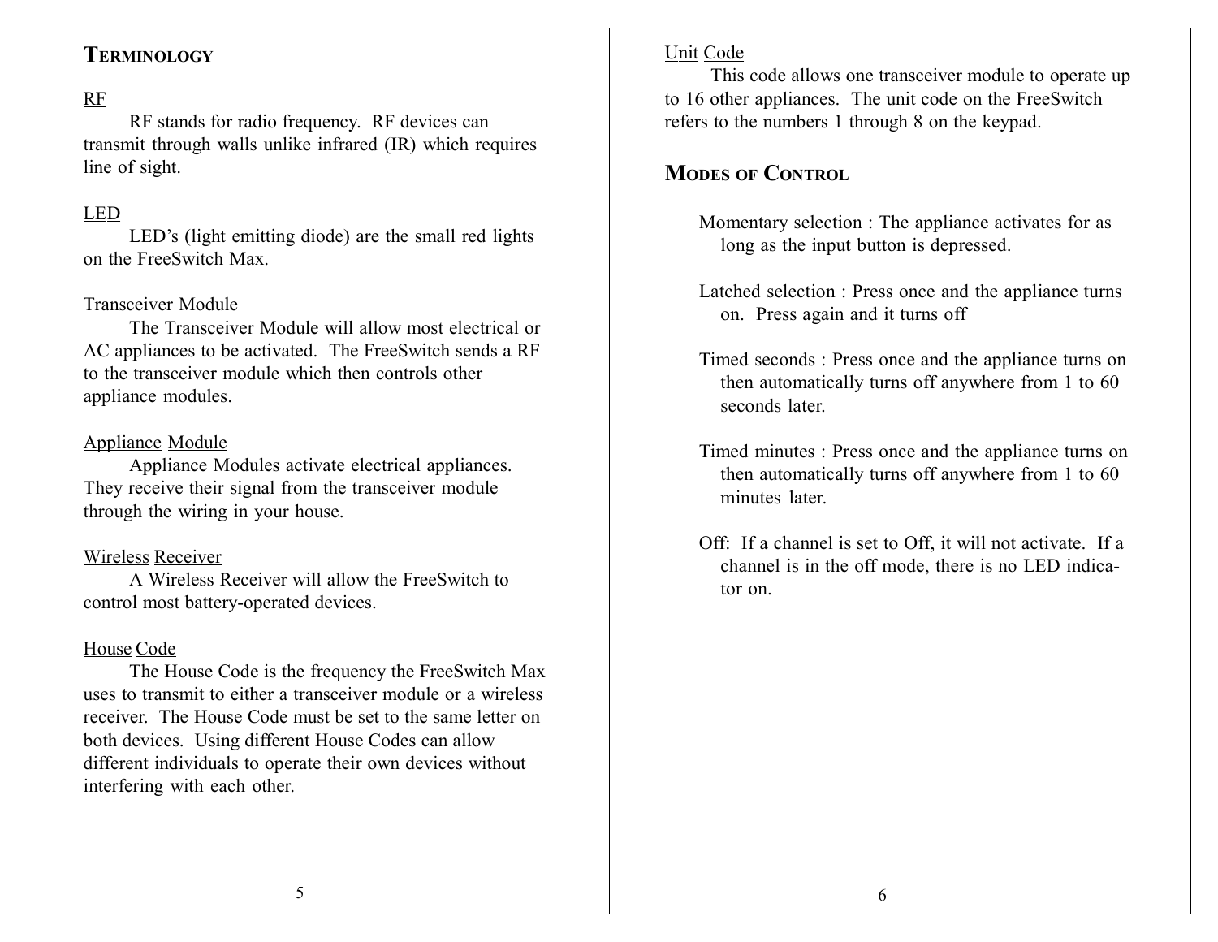## Terminology

RF

RF stands for radio frequency. RF devices can transmit through walls unlike infrared (IR) which requires line of sight.

LED

LED's (light emitting diode) are the small red lights on the FreeSwitch Max.

Transceiver Module

The Transceiver Module will allow most electrical or AC appliances to be activated. The FreeSwitch sends a RF to the transceiver module which then controls other appliance modules.

Appliance Module

Appliance Modules activate electrical appliances. They receive their signal from the transceiver module through the wiring in your house.

Wireless Receiver

A Wireless Receiver will allow the FreeSwitch to control most battery-operated devices.

House Code

The House Code is the frequency the FreeSwitch Max uses to transmit to either a transceiver module or a wireless receiver. The House Code must be set to the same letter on both devices. Using different House Codes can allow different individuals to operate their own devices without interfering with each other.

Unit Code

This code allows one transceiver module to operate up to 16 other appliances. The unit code on the FreeSwitch refers to the numbers 1 through 8 on the keypad.

## Modes of Control

Momentary selection : The appliance activates for as long as the input button is depressed.

Latched selection : Press once and the appliance turns on. Press again and it turns off

Timed seconds : Press once and the appliance turns on then automatically turns off anywhere from 1 to 60 seconds later.

Timed minutes : Press once and the appliance turns on then automatically turns off anywhere from 1 to 60 minutes later.

Off: If a channel is set to Off, it will not activate. If a channel is in the off mode, there is no LED indicator on.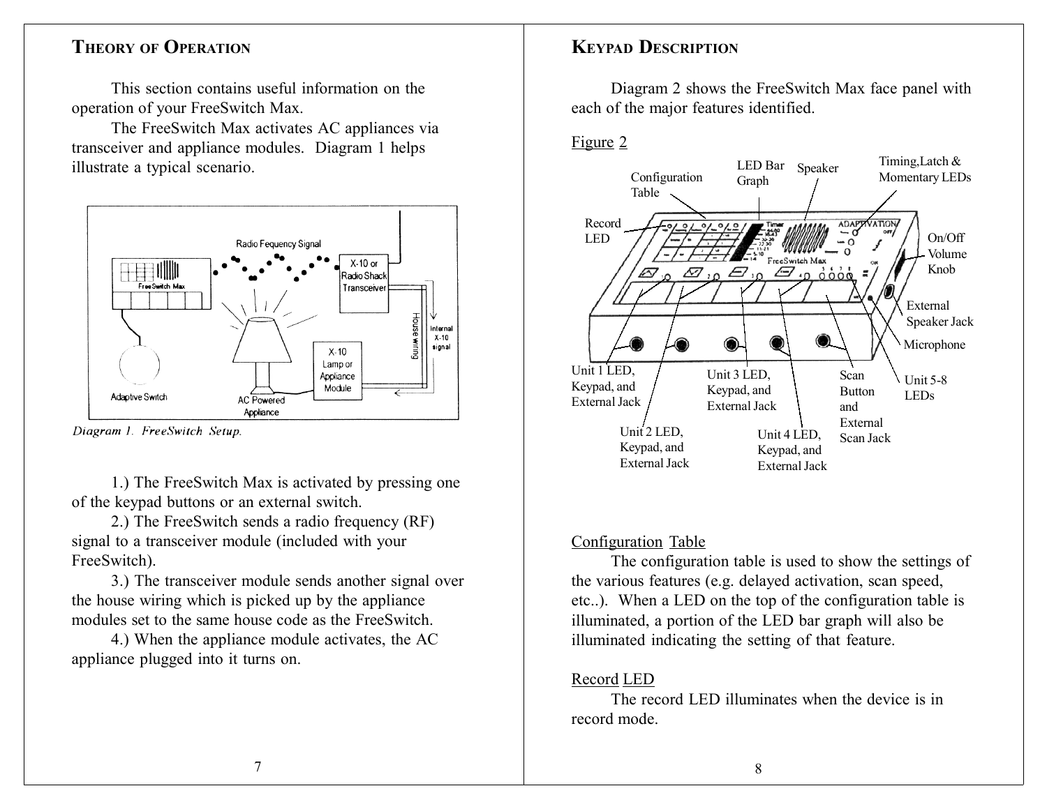## THEORY OF OPERATION

This section contains useful information on the operation of your FreeSwitch Max.

The FreeSwitch Max activates AC appliances via transceiver and appliance modules. Diagram 1 helps illustrate a typical scenario.

*Diagram 1. FreeSwitch Setup.*

1.) The FreeSwitch Max is activated by pressing one of the keypad buttons or an external switch.

2.) The FreeSwitch sends a radio frequency (RF) signal to a transceiver module (included with your FreeSwitch).

3.) The transceiver module sends another signal over the house wiring which is picked up by the appliance modules set to the same house code as the FreeSwitch.

4.) When the appliance module activates, the AC appliance plugged into it turns on.

## KEYPAD DESCRIPTION

Diagram 2 shows the FreeSwitch Max face panel with each of the major features identified.

Figure 2

### Configuration Table

The configuration table is used to show the settings of the various features (e.g. delayed activation, scan speed, etc..). When a LED on the top of the configuration table is illuminated, a portion of the LED bar graph will also be illuminated indicating the setting of that feature.

### Record LED

The record LED illuminates when the device is in record mode.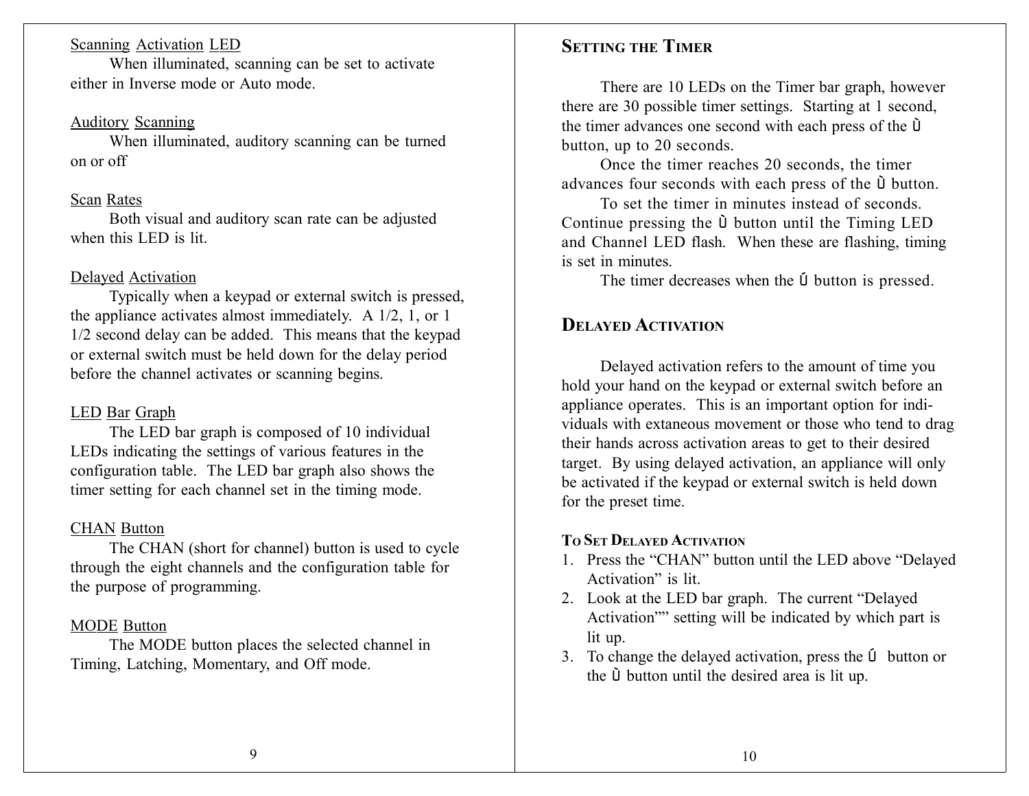Scanning Activation LED

When illuminated, scanning can be set to activate either in Inverse mode or Auto mode.

Auditory Scanning

When illuminated, auditory scanning can be turned on or off

Scan Rates

Both visual and auditory scan rate can be adjusted when this LED is lit.

Delayed Activation

Typically when a keypad or external switch is pressed, the appliance activates almost immediately. A 1/2, 1, or 1 1/2 second delay can be added. This means that the keypad or external switch must be held down for the delay period before the channel activates or scanning begins.

LED Bar Graph

The LED bar graph is composed of 10 individual LEDs indicating the settings of various features in the configuration table. The LED bar graph also shows the timer setting for each channel set in the timing mode.

CHAN Button

The CHAN (short for channel) button is used to cycle through the eight channels and the configuration table for the purpose of programming.

MODE Button

The MODE button places the selected channel in Timing, Latching, Momentary, and Off mode.

## Setting the Timer

There are 10 LEDs on the Timer bar graph, however there are 30 possible timer settings. Starting at 1 second, the timer advances one second with each press of the Ù button, up to 20 seconds.

Once the timer reaches 20 seconds, the timer advances four seconds with each press of the Ù button.

To set the timer in minutes instead of seconds. Continue pressing the Ù button until the Timing LED and Channel LED flash. When these are flashing, timing is set in minutes.

The timer decreases when the Ú button is pressed.

## Delayed Activation

Delayed activation refers to the amount of time you hold your hand on the keypad or external switch before an appliance operates. This is an important option for individuals with extaneous movement or those who tend to drag their hands across activation areas to get to their desired target. By using delayed activation, an appliance will only be activated if the keypad or external switch is held down for the preset time.

### To Set Delayed Activation

1. Press the "CHAN" button until the LED above "Delayed Activation" is lit.
2. Look at the LED bar graph. The current "Delayed Activation"" setting will be indicated by which part is lit up.
3. To change the delayed activation, press the Ú button or the Ù button until the desired area is lit up.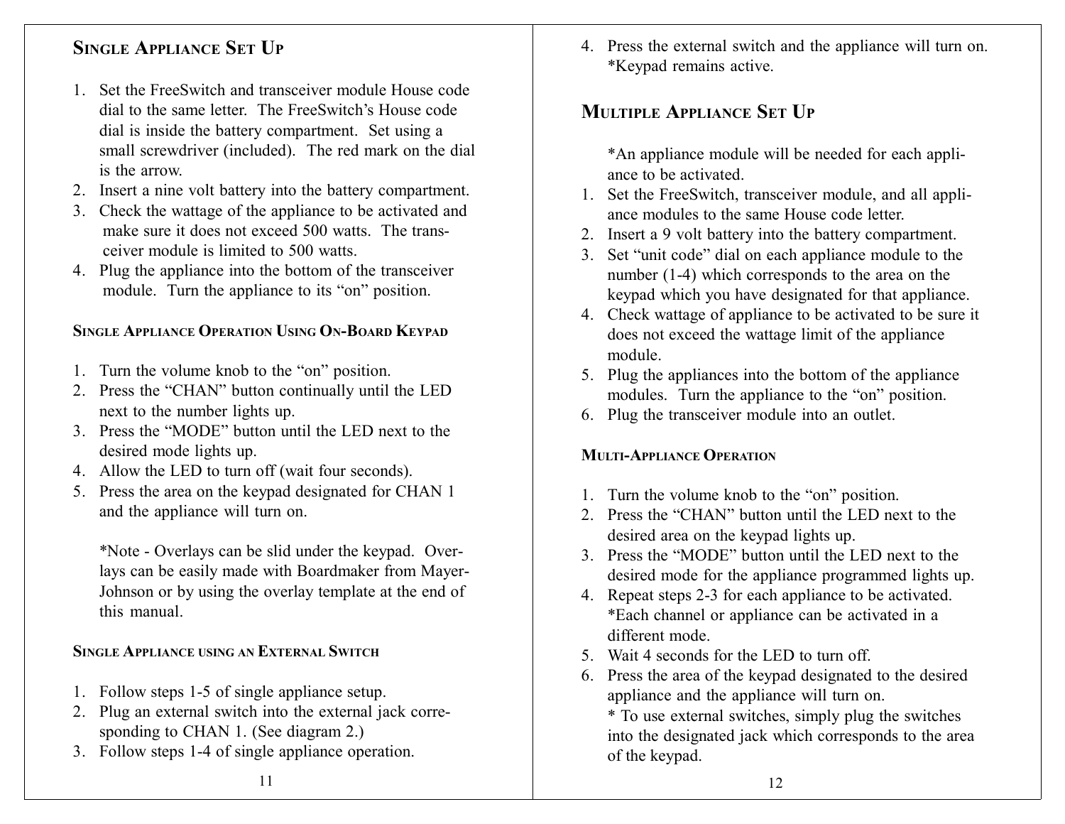## Single Appliance Set Up

1. Set the FreeSwitch and transceiver module House code dial to the same letter. The FreeSwitch's House code dial is inside the battery compartment. Set using a small screwdriver (included). The red mark on the dial is the arrow.
2. Insert a nine volt battery into the battery compartment.
3. Check the wattage of the appliance to be activated and make sure it does not exceed 500 watts. The transceiver module is limited to 500 watts.
4. Plug the appliance into the bottom of the transceiver module. Turn the appliance to its "on" position.

### Single Appliance Operation Using On-Board Keypad

1. Turn the volume knob to the "on" position.
2. Press the "CHAN" button continually until the LED next to the number lights up.
3. Press the "MODE" button until the LED next to the desired mode lights up.
4. Allow the LED to turn off (wait four seconds).
5. Press the area on the keypad designated for CHAN 1 and the appliance will turn on.

   *Note - Overlays can be slid under the keypad. Overlays can be easily made with Boardmaker from Mayer-Johnson or by using the overlay template at the end of this manual.

### Single Appliance using an External Switch

1. Follow steps 1-5 of single appliance setup.
2. Plug an external switch into the external jack corresponding to CHAN 1. (See diagram 2.)
3. Follow steps 1-4 of single appliance operation.
4. Press the external switch and the appliance will turn on. *Keypad remains active.

## Multiple Appliance Set Up

*An appliance module will be needed for each appliance to be activated.

1. Set the FreeSwitch, transceiver module, and all appliance modules to the same House code letter.
2. Insert a 9 volt battery into the battery compartment.
3. Set "unit code" dial on each appliance module to the number (1-4) which corresponds to the area on the keypad which you have designated for that appliance.
4. Check wattage of appliance to be activated to be sure it does not exceed the wattage limit of the appliance module.
5. Plug the appliances into the bottom of the appliance modules. Turn the appliance to the "on" position.
6. Plug the transceiver module into an outlet.

### Multi-Appliance Operation

1. Turn the volume knob to the "on" position.
2. Press the "CHAN" button until the LED next to the desired area on the keypad lights up.
3. Press the "MODE" button until the LED next to the desired mode for the appliance programmed lights up.
4. Repeat steps 2-3 for each appliance to be activated. *Each channel or appliance can be activated in a different mode.
5. Wait 4 seconds for the LED to turn off.
6. Press the area of the keypad designated to the desired appliance and the appliance will turn on.
   * To use external switches, simply plug the switches into the designated jack which corresponds to the area of the keypad.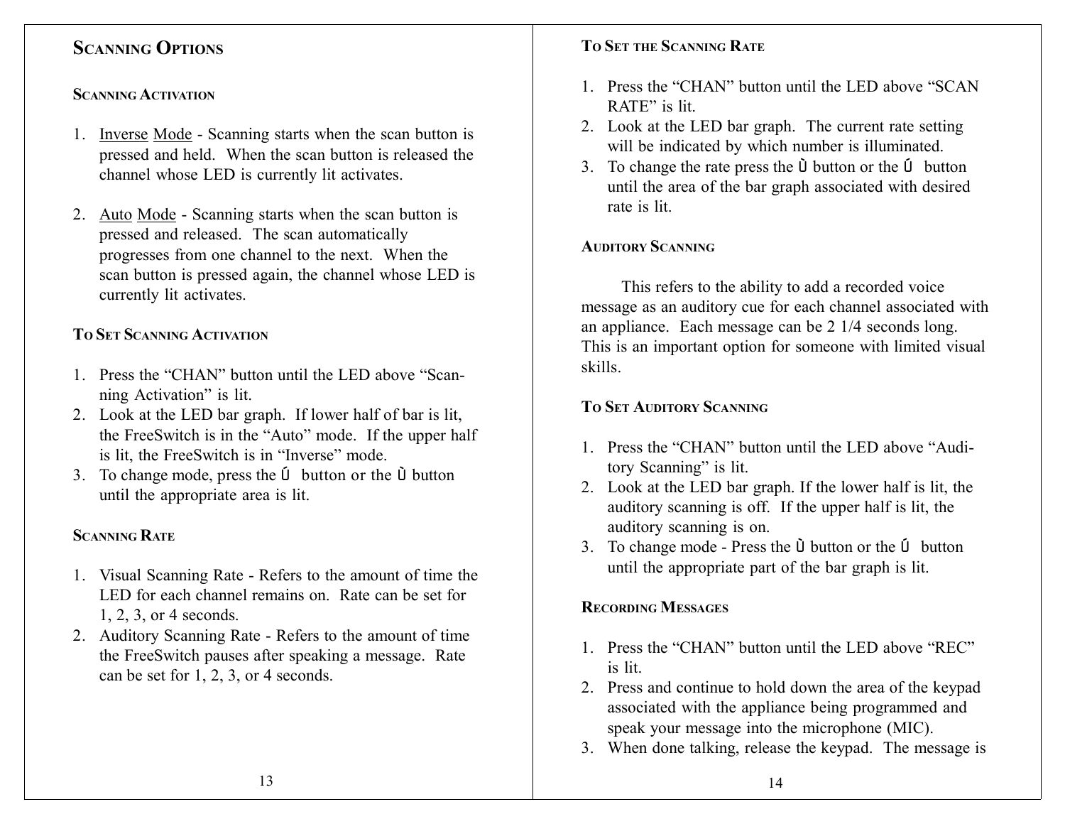## Scanning Options

### Scanning Activation

1. Inverse Mode - Scanning starts when the scan button is pressed and held. When the scan button is released the channel whose LED is currently lit activates.

2. Auto Mode - Scanning starts when the scan button is pressed and released. The scan automatically progresses from one channel to the next. When the scan button is pressed again, the channel whose LED is currently lit activates.

### To Set Scanning Activation

1. Press the "CHAN" button until the LED above "Scanning Activation" is lit.
2. Look at the LED bar graph. If lower half of bar is lit, the FreeSwitch is in the "Auto" mode. If the upper half is lit, the FreeSwitch is in "Inverse" mode.
3. To change mode, press the Ú button or the Ù button until the appropriate area is lit.

### Scanning Rate

1. Visual Scanning Rate - Refers to the amount of time the LED for each channel remains on. Rate can be set for 1, 2, 3, or 4 seconds.
2. Auditory Scanning Rate - Refers to the amount of time the FreeSwitch pauses after speaking a message. Rate can be set for 1, 2, 3, or 4 seconds.

### To Set the Scanning Rate

1. Press the "CHAN" button until the LED above "SCAN RATE" is lit.
2. Look at the LED bar graph. The current rate setting will be indicated by which number is illuminated.
3. To change the rate press the Ù button or the Ú button until the area of the bar graph associated with desired rate is lit.

### Auditory Scanning

This refers to the ability to add a recorded voice message as an auditory cue for each channel associated with an appliance. Each message can be 2 1/4 seconds long. This is an important option for someone with limited visual skills.

### To Set Auditory Scanning

1. Press the "CHAN" button until the LED above "Auditory Scanning" is lit.
2. Look at the LED bar graph. If the lower half is lit, the auditory scanning is off. If the upper half is lit, the auditory scanning is on.
3. To change mode - Press the Ù button or the Ú button until the appropriate part of the bar graph is lit.

### Recording Messages

1. Press the "CHAN" button until the LED above "REC" is lit.
2. Press and continue to hold down the area of the keypad associated with the appliance being programmed and speak your message into the microphone (MIC).
3. When done talking, release the keypad. The message is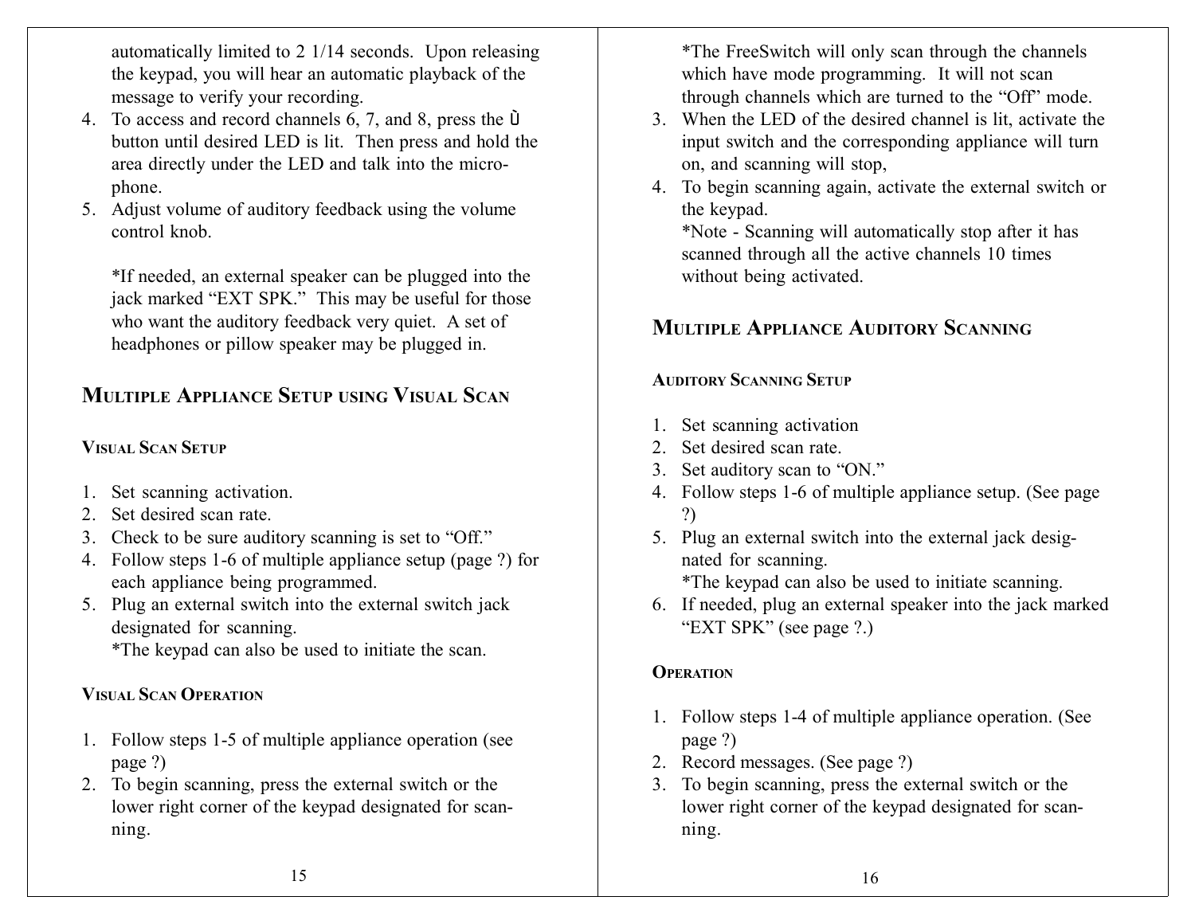automatically limited to 2 1/14 seconds. Upon releasing the keypad, you will hear an automatic playback of the message to verify your recording.

4. To access and record channels 6, 7, and 8, press the Ù button until desired LED is lit. Then press and hold the area directly under the LED and talk into the microphone.
5. Adjust volume of auditory feedback using the volume control knob.

*If needed, an external speaker can be plugged into the jack marked "EXT SPK." This may be useful for those who want the auditory feedback very quiet. A set of headphones or pillow speaker may be plugged in.

## Multiple Appliance Setup using Visual Scan

### Visual Scan Setup

1. Set scanning activation.
2. Set desired scan rate.
3. Check to be sure auditory scanning is set to "Off."
4. Follow steps 1-6 of multiple appliance setup (page ?) for each appliance being programmed.
5. Plug an external switch into the external switch jack designated for scanning.
   *The keypad can also be used to initiate the scan.

### Visual Scan Operation

1. Follow steps 1-5 of multiple appliance operation (see page ?)
2. To begin scanning, press the external switch or the lower right corner of the keypad designated for scanning.
   *The FreeSwitch will only scan through the channels which have mode programming. It will not scan through channels which are turned to the "Off" mode.
3. When the LED of the desired channel is lit, activate the input switch and the corresponding appliance will turn on, and scanning will stop,
4. To begin scanning again, activate the external switch or the keypad.
   *Note - Scanning will automatically stop after it has scanned through all the active channels 10 times without being activated.

## Multiple Appliance Auditory Scanning

### Auditory Scanning Setup

1. Set scanning activation
2. Set desired scan rate.
3. Set auditory scan to "ON."
4. Follow steps 1-6 of multiple appliance setup. (See page ?)
5. Plug an external switch into the external jack designated for scanning.
   *The keypad can also be used to initiate scanning.
6. If needed, plug an external speaker into the jack marked "EXT SPK" (see page ?.)

### Operation

1. Follow steps 1-4 of multiple appliance operation. (See page ?)
2. Record messages. (See page ?)
3. To begin scanning, press the external switch or the lower right corner of the keypad designated for scanning.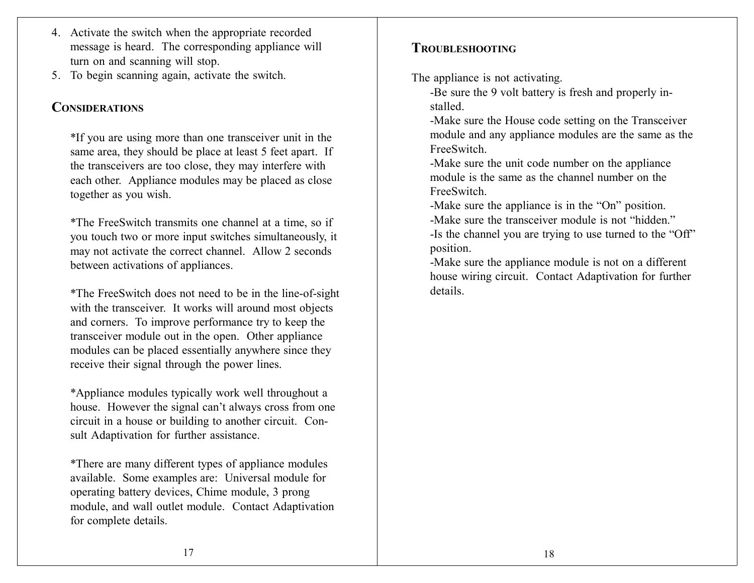4. Activate the switch when the appropriate recorded message is heard. The corresponding appliance will turn on and scanning will stop.
5. To begin scanning again, activate the switch.

## CONSIDERATIONS

*If you are using more than one transceiver unit in the same area, they should be place at least 5 feet apart. If the transceivers are too close, they may interfere with each other. Appliance modules may be placed as close together as you wish.

*The FreeSwitch transmits one channel at a time, so if you touch two or more input switches simultaneously, it may not activate the correct channel. Allow 2 seconds between activations of appliances.

*The FreeSwitch does not need to be in the line-of-sight with the transceiver. It works will around most objects and corners. To improve performance try to keep the transceiver module out in the open. Other appliance modules can be placed essentially anywhere since they receive their signal through the power lines.

*Appliance modules typically work well throughout a house. However the signal can't always cross from one circuit in a house or building to another circuit. Consult Adaptivation for further assistance.

*There are many different types of appliance modules available. Some examples are: Universal module for operating battery devices, Chime module, 3 prong module, and wall outlet module. Contact Adaptivation for complete details.

## TROUBLESHOOTING

The appliance is not activating.

-Be sure the 9 volt battery is fresh and properly installed.
-Make sure the House code setting on the Transceiver module and any appliance modules are the same as the FreeSwitch.
-Make sure the unit code number on the appliance module is the same as the channel number on the FreeSwitch.
-Make sure the appliance is in the "On" position.
-Make sure the transceiver module is not "hidden."
-Is the channel you are trying to use turned to the "Off" position.
-Make sure the appliance module is not on a different house wiring circuit. Contact Adaptivation for further details.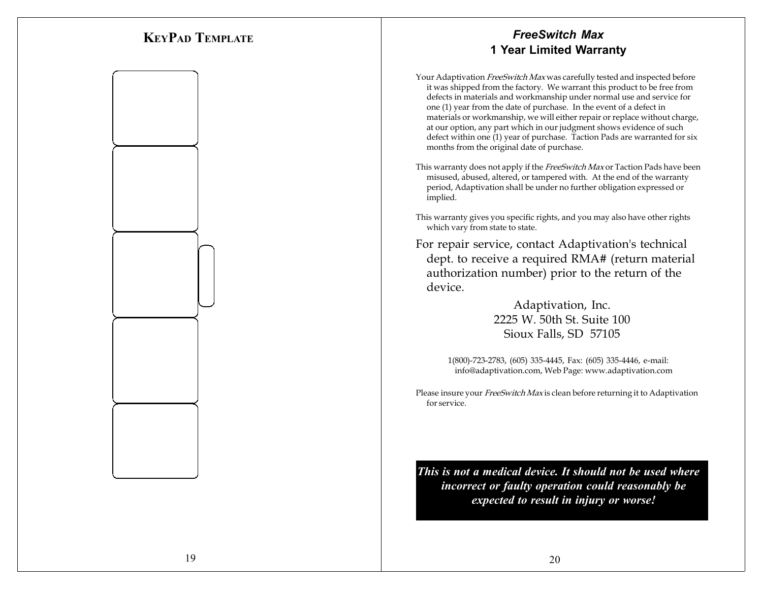# KeyPad Template

# *FreeSwitch Max*
## 1 Year Limited Warranty

Your Adaptivation *FreeSwitch Max* was carefully tested and inspected before it was shipped from the factory. We warrant this product to be free from defects in materials and workmanship under normal use and service for one (1) year from the date of purchase. In the event of a defect in materials or workmanship, we will either repair or replace without charge, at our option, any part which in our judgment shows evidence of such defect within one (1) year of purchase. Taction Pads are warranted for six months from the original date of purchase.

This warranty does not apply if the *FreeSwitch Max* or Taction Pads have been misused, abused, altered, or tampered with. At the end of the warranty period, Adaptivation shall be under no further obligation expressed or implied.

This warranty gives you specific rights, and you may also have other rights which vary from state to state.

For repair service, contact Adaptivation's technical dept. to receive a required RMA# (return material authorization number) prior to the return of the device.

Adaptivation, Inc.
2225 W. 50th St. Suite 100
Sioux Falls, SD 57105

1(800)-723-2783, (605) 335-4445, Fax: (605) 335-4446, e-mail: info@adaptivation.com, Web Page: www.adaptivation.com

Please insure your *FreeSwitch Max* is clean before returning it to Adaptivation for service.

***This is not a medical device. It should not be used where incorrect or faulty operation could reasonably be expected to result in injury or worse!***